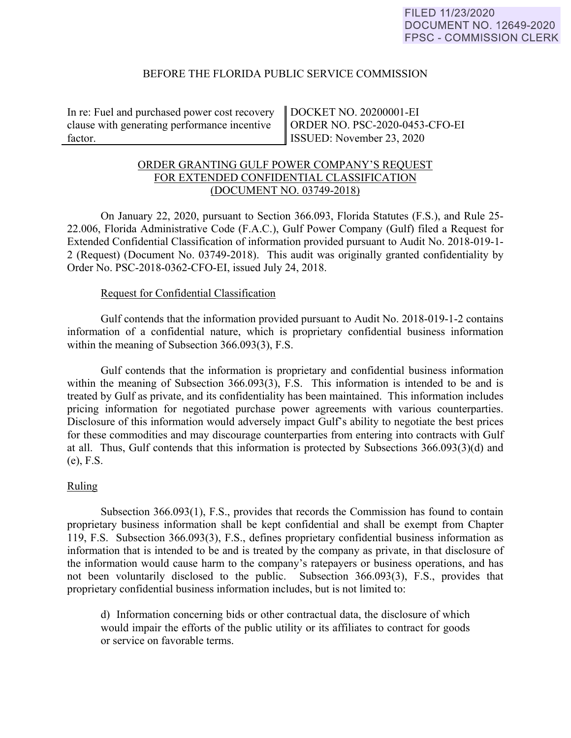FILED 11/23/2020
DOCUMENT NO. 12649-2020
FPSC - COMMISSION CLERK

BEFORE THE FLORIDA PUBLIC SERVICE COMMISSION

| In re: Fuel and purchased power cost recovery clause with generating performance incentive factor. | DOCKET NO. 20200001-EI<br>ORDER NO. PSC-2020-0453-CFO-EI<br>ISSUED: November 23, 2020 |
| --- | --- |

ORDER GRANTING GULF POWER COMPANY'S REQUEST FOR EXTENDED CONFIDENTIAL CLASSIFICATION (DOCUMENT NO. 03749-2018)

On January 22, 2020, pursuant to Section 366.093, Florida Statutes (F.S.), and Rule 25-22.006, Florida Administrative Code (F.A.C.), Gulf Power Company (Gulf) filed a Request for Extended Confidential Classification of information provided pursuant to Audit No. 2018-019-1-2 (Request) (Document No. 03749-2018). This audit was originally granted confidentiality by Order No. PSC-2018-0362-CFO-EI, issued July 24, 2018.

Request for Confidential Classification

Gulf contends that the information provided pursuant to Audit No. 2018-019-1-2 contains information of a confidential nature, which is proprietary confidential business information within the meaning of Subsection 366.093(3), F.S.

Gulf contends that the information is proprietary and confidential business information within the meaning of Subsection 366.093(3), F.S. This information is intended to be and is treated by Gulf as private, and its confidentiality has been maintained. This information includes pricing information for negotiated purchase power agreements with various counterparties. Disclosure of this information would adversely impact Gulf's ability to negotiate the best prices for these commodities and may discourage counterparties from entering into contracts with Gulf at all. Thus, Gulf contends that this information is protected by Subsections 366.093(3)(d) and (e), F.S.

Ruling

Subsection 366.093(1), F.S., provides that records the Commission has found to contain proprietary business information shall be kept confidential and shall be exempt from Chapter 119, F.S. Subsection 366.093(3), F.S., defines proprietary confidential business information as information that is intended to be and is treated by the company as private, in that disclosure of the information would cause harm to the company's ratepayers or business operations, and has not been voluntarily disclosed to the public. Subsection 366.093(3), F.S., provides that proprietary confidential business information includes, but is not limited to:

> d) Information concerning bids or other contractual data, the disclosure of which would impair the efforts of the public utility or its affiliates to contract for goods or service on favorable terms.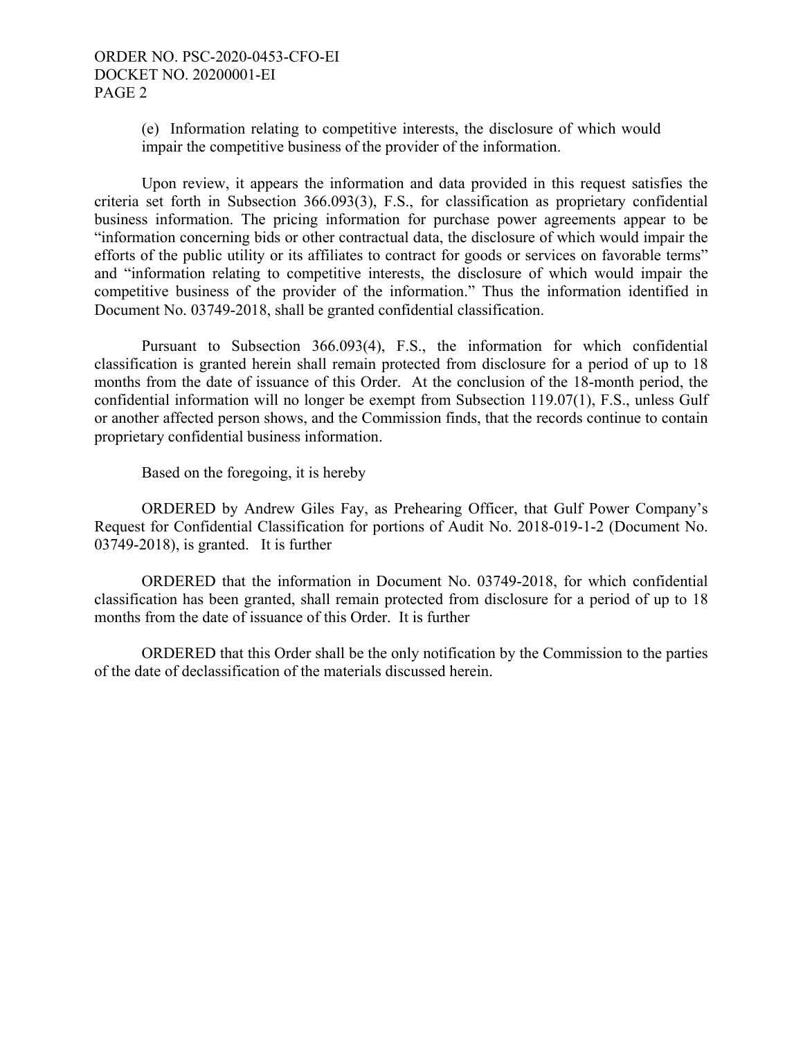(e) Information relating to competitive interests, the disclosure of which would impair the competitive business of the provider of the information.

Upon review, it appears the information and data provided in this request satisfies the criteria set forth in Subsection 366.093(3), F.S., for classification as proprietary confidential business information. The pricing information for purchase power agreements appear to be "information concerning bids or other contractual data, the disclosure of which would impair the efforts of the public utility or its affiliates to contract for goods or services on favorable terms" and "information relating to competitive interests, the disclosure of which would impair the competitive business of the provider of the information." Thus the information identified in Document No. 03749-2018, shall be granted confidential classification.

Pursuant to Subsection 366.093(4), F.S., the information for which confidential classification is granted herein shall remain protected from disclosure for a period of up to 18 months from the date of issuance of this Order. At the conclusion of the 18-month period, the confidential information will no longer be exempt from Subsection 119.07(1), F.S., unless Gulf or another affected person shows, and the Commission finds, that the records continue to contain proprietary confidential business information.

Based on the foregoing, it is hereby

ORDERED by Andrew Giles Fay, as Prehearing Officer, that Gulf Power Company's Request for Confidential Classification for portions of Audit No. 2018-019-1-2 (Document No. 03749-2018), is granted. It is further

ORDERED that the information in Document No. 03749-2018, for which confidential classification has been granted, shall remain protected from disclosure for a period of up to 18 months from the date of issuance of this Order. It is further

ORDERED that this Order shall be the only notification by the Commission to the parties of the date of declassification of the materials discussed herein.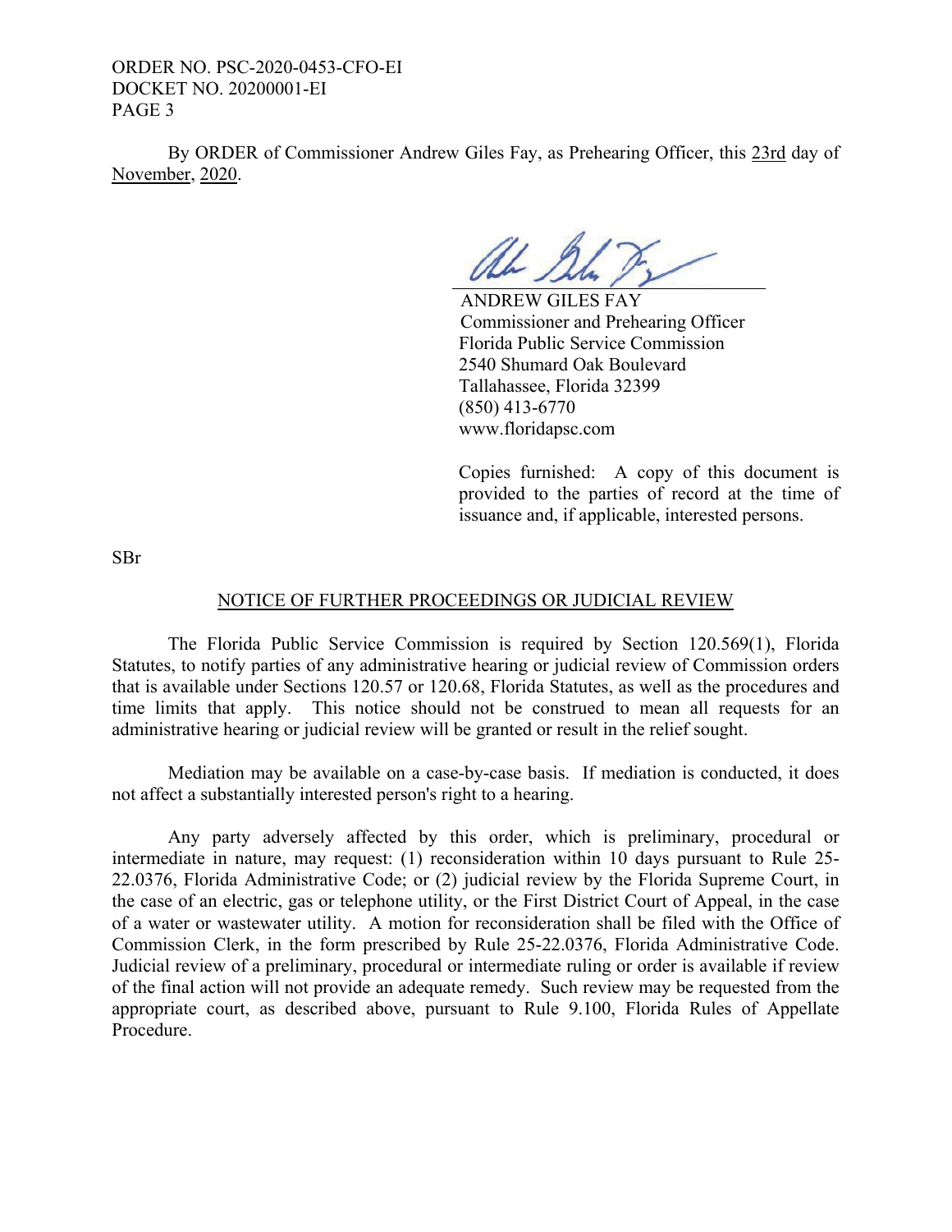By ORDER of Commissioner Andrew Giles Fay, as Prehearing Officer, this 23rd day of November, 2020.

ANDREW GILES FAY
Commissioner and Prehearing Officer
Florida Public Service Commission
2540 Shumard Oak Boulevard
Tallahassee, Florida 32399
(850) 413-6770
www.floridapsc.com

Copies furnished: A copy of this document is provided to the parties of record at the time of issuance and, if applicable, interested persons.

SBr

## NOTICE OF FURTHER PROCEEDINGS OR JUDICIAL REVIEW

The Florida Public Service Commission is required by Section 120.569(1), Florida Statutes, to notify parties of any administrative hearing or judicial review of Commission orders that is available under Sections 120.57 or 120.68, Florida Statutes, as well as the procedures and time limits that apply. This notice should not be construed to mean all requests for an administrative hearing or judicial review will be granted or result in the relief sought.

Mediation may be available on a case-by-case basis. If mediation is conducted, it does not affect a substantially interested person's right to a hearing.

Any party adversely affected by this order, which is preliminary, procedural or intermediate in nature, may request: (1) reconsideration within 10 days pursuant to Rule 25-22.0376, Florida Administrative Code; or (2) judicial review by the Florida Supreme Court, in the case of an electric, gas or telephone utility, or the First District Court of Appeal, in the case of a water or wastewater utility. A motion for reconsideration shall be filed with the Office of Commission Clerk, in the form prescribed by Rule 25-22.0376, Florida Administrative Code. Judicial review of a preliminary, procedural or intermediate ruling or order is available if review of the final action will not provide an adequate remedy. Such review may be requested from the appropriate court, as described above, pursuant to Rule 9.100, Florida Rules of Appellate Procedure.